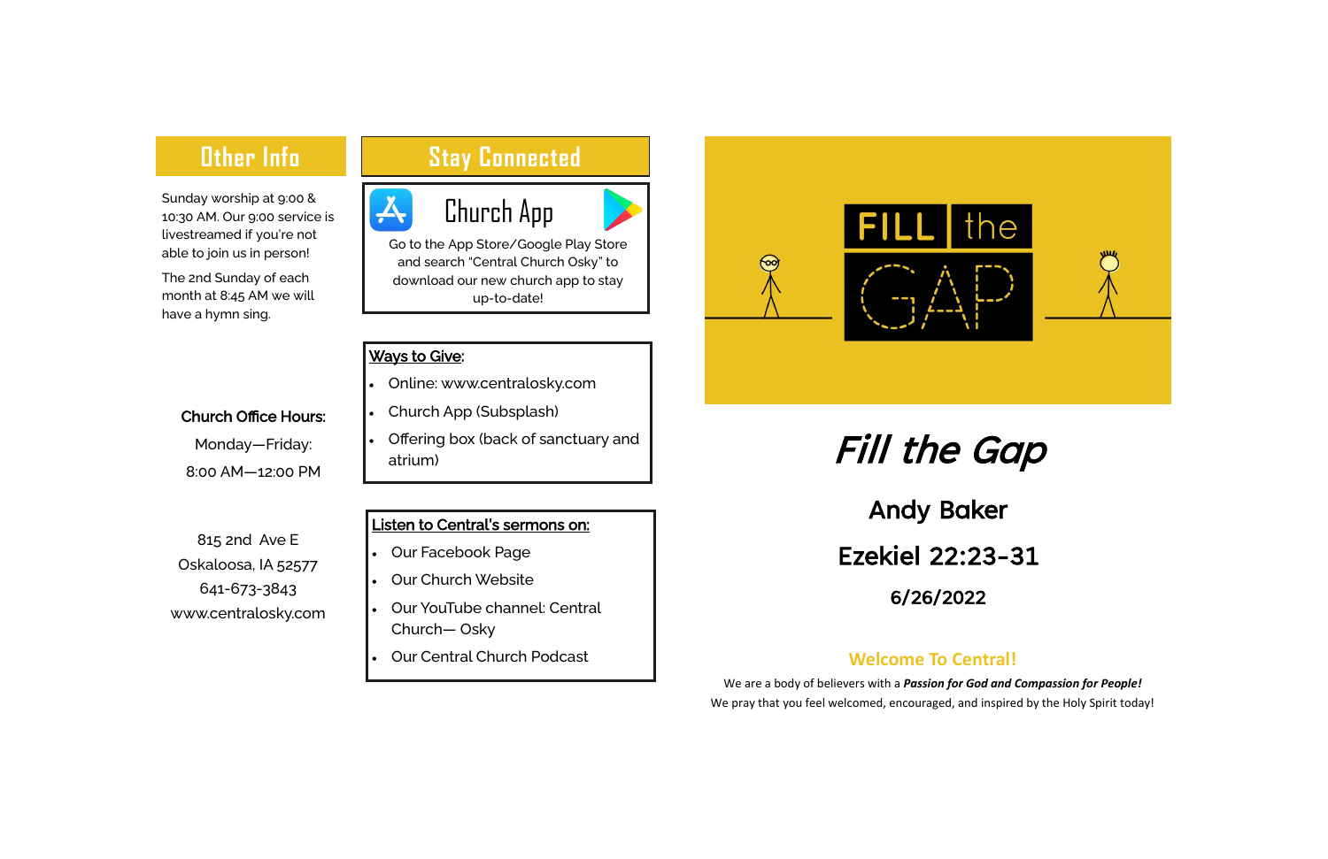## Other Info

Sunday worship at 9:00 & 10:30 AM. Our 9:00 service is livestreamed if you're not able to join us in person!

The 2nd Sunday of each month at 8:45 AM we will have a hymn sing.

**Church Office Hours:**

Monday—Friday:

8:00 AM—12:00 PM

815 2nd Ave E
Oskaloosa, IA 52577
641-673-3843
www.centralosky.com

## Stay Connected

### Church App

Go to the App Store/Google Play Store and search "Central Church Osky" to download our new church app to stay up-to-date!

**Ways to Give:**

- Online: www.centralosky.com
- Church App (Subsplash)
- Offering box (back of sanctuary and atrium)

**Listen to Central's sermons on:**

- Our Facebook Page
- Our Church Website
- Our YouTube channel: Central Church— Osky
- Our Central Church Podcast

FILL the GAP

# *Fill the Gap*

**Andy Baker**

**Ezekiel 22:23-31**

**6/26/2022**

**Welcome To Central!**

We are a body of believers with a ***Passion for God and Compassion for People!***

We pray that you feel welcomed, encouraged, and inspired by the Holy Spirit today!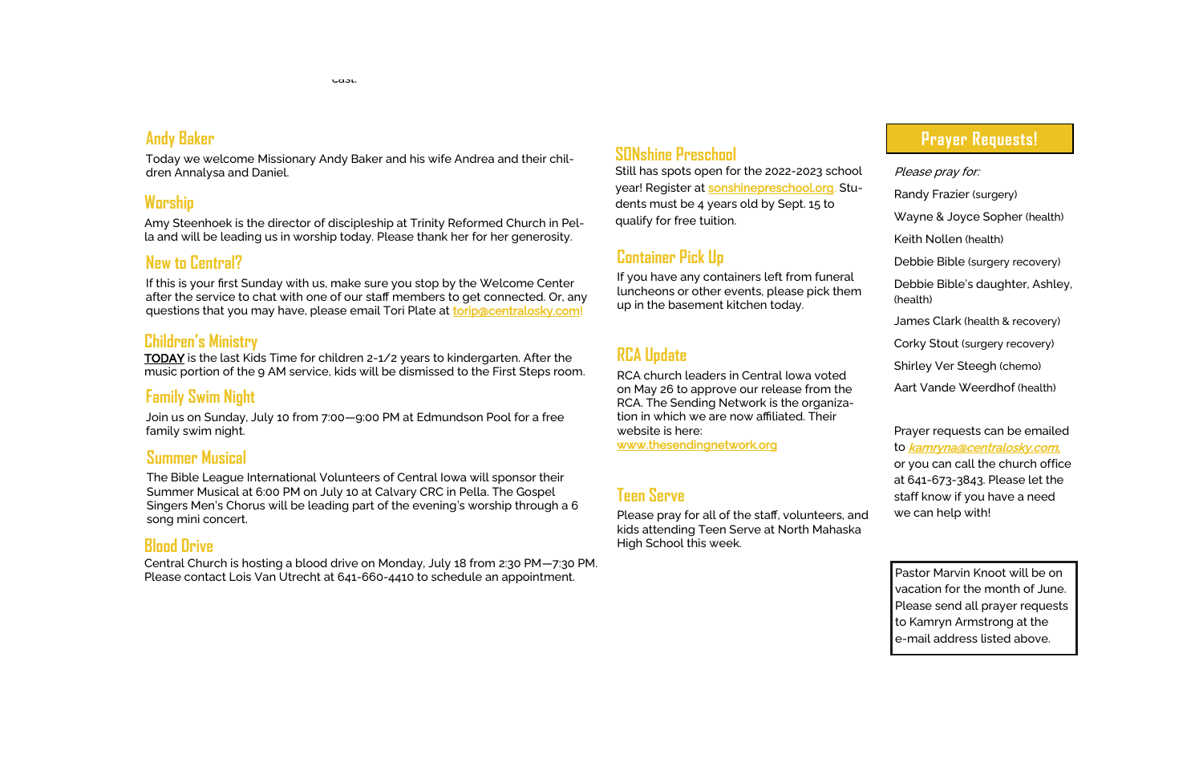cast.

## Andy Baker

Today we welcome Missionary Andy Baker and his wife Andrea and their children Annalysa and Daniel.

## Worship

Amy Steenhoek is the director of discipleship at Trinity Reformed Church in Pella and will be leading us in worship today. Please thank her for her generosity.

## New to Central?

If this is your first Sunday with us, make sure you stop by the Welcome Center after the service to chat with one of our staff members to get connected. Or, any questions that you may have, please email Tori Plate at **torip@centralosky.com!**

## Children's Ministry

**TODAY** is the last Kids Time for children 2-1/2 years to kindergarten. After the music portion of the 9 AM service, kids will be dismissed to the First Steps room.

## Family Swim Night

Join us on Sunday, July 10 from 7:00—9:00 PM at Edmundson Pool for a free family swim night.

## Summer Musical

The Bible League International Volunteers of Central Iowa will sponsor their Summer Musical at 6:00 PM on July 10 at Calvary CRC in Pella. The Gospel Singers Men's Chorus will be leading part of the evening's worship through a 6 song mini concert.

## Blood Drive

Central Church is hosting a blood drive on Monday, July 18 from 2:30 PM—7:30 PM. Please contact Lois Van Utrecht at 641-660-4410 to schedule an appointment.

## SONshine Preschool

Still has spots open for the 2022-2023 school year! Register at **sonshinepreschool.org**. Students must be 4 years old by Sept. 15 to qualify for free tuition.

## Container Pick Up

If you have any containers left from funeral luncheons or other events, please pick them up in the basement kitchen today.

## RCA Update

RCA church leaders in Central Iowa voted on May 26 to approve our release from the RCA. The Sending Network is the organization in which we are now affiliated. Their website is here: **www.thesendingnetwork.org**

## Teen Serve

Please pray for all of the staff, volunteers, and kids attending Teen Serve at North Mahaska High School this week.

## Prayer Requests!

*Please pray for:*

Randy Frazier (surgery)

Wayne & Joyce Sopher (health)

Keith Nollen (health)

Debbie Bible (surgery recovery)

Debbie Bible's daughter, Ashley, (health)

James Clark (health & recovery)

Corky Stout (surgery recovery)

Shirley Ver Steegh (chemo)

Aart Vande Weerdhof (health)

Prayer requests can be emailed to ***kamryna@centralosky.com,*** or you can call the church office at 641-673-3843. Please let the staff know if you have a need we can help with!

Pastor Marvin Knoot will be on vacation for the month of June. Please send all prayer requests to Kamryn Armstrong at the e-mail address listed above.